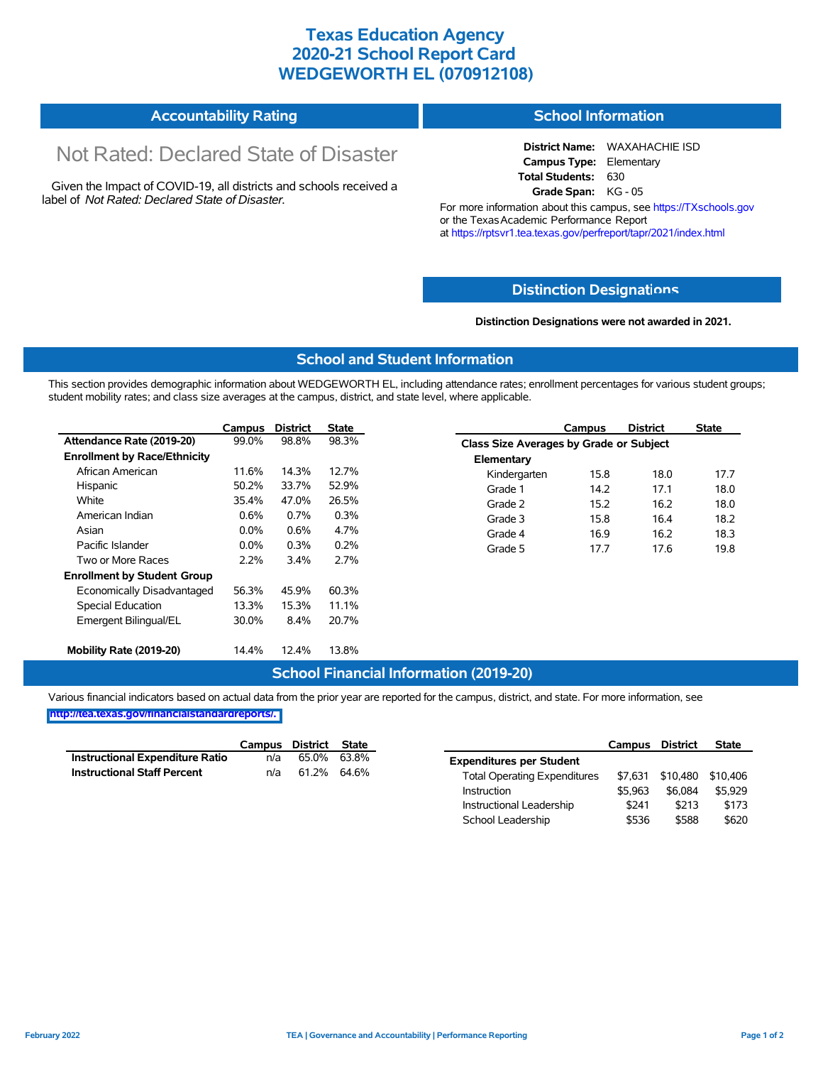# Texas Education Agency
# 2020-21 School Report Card
# WEDGEWORTH EL (070912108)

## Accountability Rating

Not Rated: Declared State of Disaster

Given the Impact of COVID-19, all districts and schools received a label of *Not Rated: Declared State of Disaster*.

## School Information

**District Name:** WAXAHACHIE ISD
**Campus Type:** Elementary
**Total Students:** 630
**Grade Span:** KG - 05

For more information about this campus, see https://TXschools.gov or the Texas Academic Performance Report at https://rptsvr1.tea.texas.gov/perfreport/tapr/2021/index.html

## Distinction Designations

**Distinction Designations were not awarded in 2021.**

## School and Student Information

This section provides demographic information about WEDGEWORTH EL, including attendance rates; enrollment percentages for various student groups; student mobility rates; and class size averages at the campus, district, and state level, where applicable.

| | Campus | District | State |
|---|---|---|---|
| **Attendance Rate (2019-20)** | 99.0% | 98.8% | 98.3% |
| **Enrollment by Race/Ethnicity** | | | |
| African American | 11.6% | 14.3% | 12.7% |
| Hispanic | 50.2% | 33.7% | 52.9% |
| White | 35.4% | 47.0% | 26.5% |
| American Indian | 0.6% | 0.7% | 0.3% |
| Asian | 0.0% | 0.6% | 4.7% |
| Pacific Islander | 0.0% | 0.3% | 0.2% |
| Two or More Races | 2.2% | 3.4% | 2.7% |
| **Enrollment by Student Group** | | | |
| Economically Disadvantaged | 56.3% | 45.9% | 60.3% |
| Special Education | 13.3% | 15.3% | 11.1% |
| Emergent Bilingual/EL | 30.0% | 8.4% | 20.7% |
| **Mobility Rate (2019-20)** | 14.4% | 12.4% | 13.8% |

| | Campus | District | State |
|---|---|---|---|
| **Class Size Averages by Grade or Subject** | | | |
| **Elementary** | | | |
| Kindergarten | 15.8 | 18.0 | 17.7 |
| Grade 1 | 14.2 | 17.1 | 18.0 |
| Grade 2 | 15.2 | 16.2 | 18.0 |
| Grade 3 | 15.8 | 16.4 | 18.2 |
| Grade 4 | 16.9 | 16.2 | 18.3 |
| Grade 5 | 17.7 | 17.6 | 19.8 |

## School Financial Information (2019-20)

Various financial indicators based on actual data from the prior year are reported for the campus, district, and state. For more information, see http://tea.texas.gov/financialstandardreports/.

| | Campus | District | State |
|---|---|---|---|
| **Instructional Expenditure Ratio** | n/a | 65.0% | 63.8% |
| **Instructional Staff Percent** | n/a | 61.2% | 64.6% |

| | Campus | District | State |
|---|---|---|---|
| **Expenditures per Student** | | | |
| Total Operating Expenditures | $7,631 | $10,480 | $10,406 |
| Instruction | $5,963 | $6,084 | $5,929 |
| Instructional Leadership | $241 | $213 | $173 |
| School Leadership | $536 | $588 | $620 |

February 2022 TEA | Governance and Accountability | Performance Reporting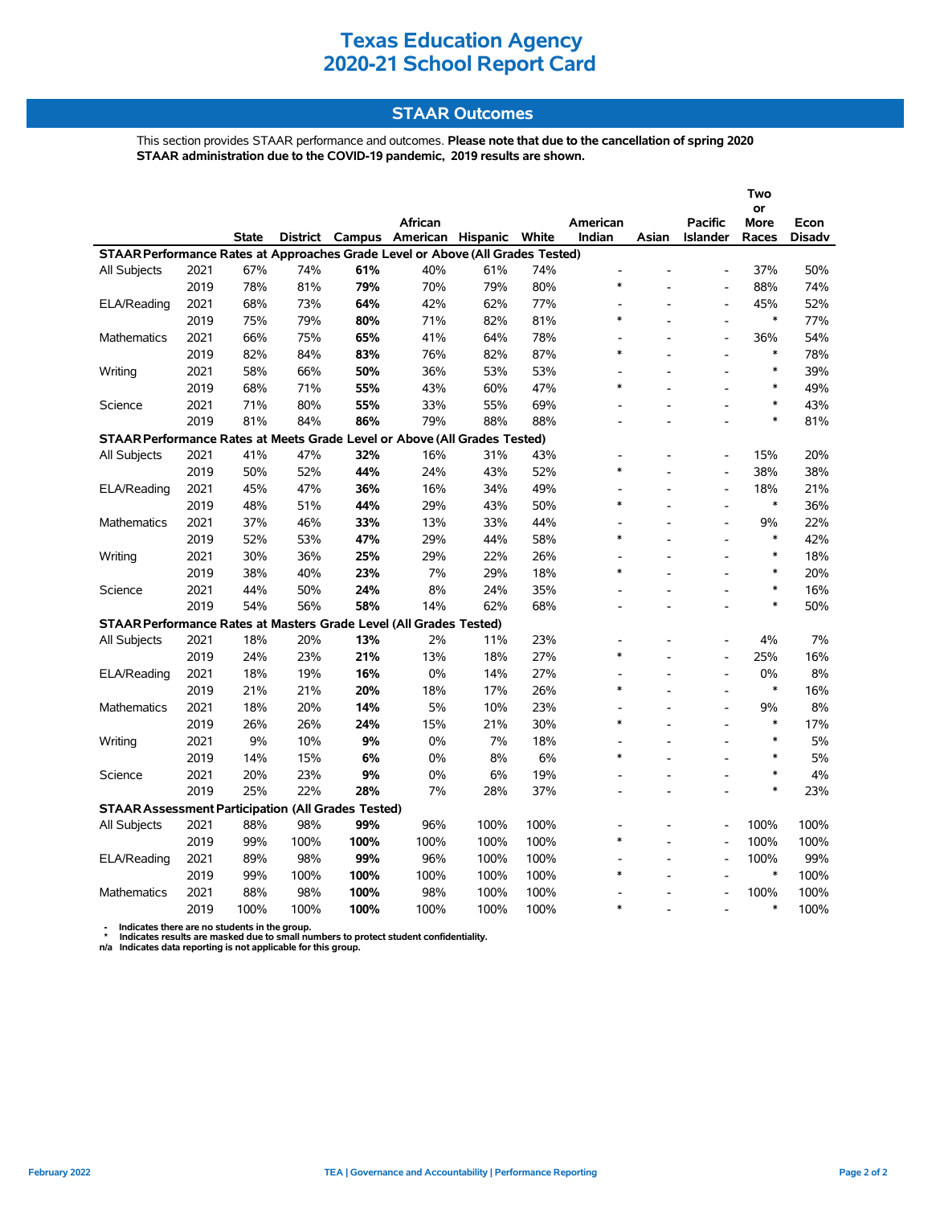# Texas Education Agency
# 2020-21 School Report Card

## STAAR Outcomes

This section provides STAAR performance and outcomes. **Please note that due to the cancellation of spring 2020 STAAR administration due to the COVID-19 pandemic, 2019 results are shown.**

| | | State | District | Campus | African American | Hispanic | White | American Indian | Asian | Pacific Islander | Two or More Races | Econ Disadv |
|---|---|---|---|---|---|---|---|---|---|---|---|---|
| **STAAR Performance Rates at Approaches Grade Level or Above (All Grades Tested)** | | | | | | | | | | | | |
| All Subjects | 2021 | 67% | 74% | **61%** | 40% | 61% | 74% | - | - | - | 37% | 50% |
| | 2019 | 78% | 81% | **79%** | 70% | 79% | 80% | * | - | - | 88% | 74% |
| ELA/Reading | 2021 | 68% | 73% | **64%** | 42% | 62% | 77% | - | - | - | 45% | 52% |
| | 2019 | 75% | 79% | **80%** | 71% | 82% | 81% | * | - | - | * | 77% |
| Mathematics | 2021 | 66% | 75% | **65%** | 41% | 64% | 78% | - | - | - | 36% | 54% |
| | 2019 | 82% | 84% | **83%** | 76% | 82% | 87% | * | - | - | * | 78% |
| Writing | 2021 | 58% | 66% | **50%** | 36% | 53% | 53% | - | - | - | * | 39% |
| | 2019 | 68% | 71% | **55%** | 43% | 60% | 47% | * | - | - | * | 49% |
| Science | 2021 | 71% | 80% | **55%** | 33% | 55% | 69% | - | - | - | * | 43% |
| | 2019 | 81% | 84% | **86%** | 79% | 88% | 88% | - | - | - | * | 81% |
| **STAAR Performance Rates at Meets Grade Level or Above (All Grades Tested)** | | | | | | | | | | | | |
| All Subjects | 2021 | 41% | 47% | **32%** | 16% | 31% | 43% | - | - | - | 15% | 20% |
| | 2019 | 50% | 52% | **44%** | 24% | 43% | 52% | * | - | - | 38% | 38% |
| ELA/Reading | 2021 | 45% | 47% | **36%** | 16% | 34% | 49% | - | - | - | 18% | 21% |
| | 2019 | 48% | 51% | **44%** | 29% | 43% | 50% | * | - | - | * | 36% |
| Mathematics | 2021 | 37% | 46% | **33%** | 13% | 33% | 44% | - | - | - | 9% | 22% |
| | 2019 | 52% | 53% | **47%** | 29% | 44% | 58% | * | - | - | * | 42% |
| Writing | 2021 | 30% | 36% | **25%** | 29% | 22% | 26% | - | - | - | * | 18% |
| | 2019 | 38% | 40% | **23%** | 7% | 29% | 18% | * | - | - | * | 20% |
| Science | 2021 | 44% | 50% | **24%** | 8% | 24% | 35% | - | - | - | * | 16% |
| | 2019 | 54% | 56% | **58%** | 14% | 62% | 68% | - | - | - | * | 50% |
| **STAAR Performance Rates at Masters Grade Level (All Grades Tested)** | | | | | | | | | | | | |
| All Subjects | 2021 | 18% | 20% | **13%** | 2% | 11% | 23% | - | - | - | 4% | 7% |
| | 2019 | 24% | 23% | **21%** | 13% | 18% | 27% | * | - | - | 25% | 16% |
| ELA/Reading | 2021 | 18% | 19% | **16%** | 0% | 14% | 27% | - | - | - | 0% | 8% |
| | 2019 | 21% | 21% | **20%** | 18% | 17% | 26% | * | - | - | * | 16% |
| Mathematics | 2021 | 18% | 20% | **14%** | 5% | 10% | 23% | - | - | - | 9% | 8% |
| | 2019 | 26% | 26% | **24%** | 15% | 21% | 30% | * | - | - | * | 17% |
| Writing | 2021 | 9% | 10% | **9%** | 0% | 7% | 18% | - | - | - | * | 5% |
| | 2019 | 14% | 15% | **6%** | 0% | 8% | 6% | * | - | - | * | 5% |
| Science | 2021 | 20% | 23% | **9%** | 0% | 6% | 19% | - | - | - | * | 4% |
| | 2019 | 25% | 22% | **28%** | 7% | 28% | 37% | - | - | - | * | 23% |
| **STAAR Assessment Participation (All Grades Tested)** | | | | | | | | | | | | |
| All Subjects | 2021 | 88% | 98% | **99%** | 96% | 100% | 100% | - | - | - | 100% | 100% |
| | 2019 | 99% | 100% | **100%** | 100% | 100% | 100% | * | - | - | 100% | 100% |
| ELA/Reading | 2021 | 89% | 98% | **99%** | 96% | 100% | 100% | - | - | - | 100% | 99% |
| | 2019 | 99% | 100% | **100%** | 100% | 100% | 100% | * | - | - | * | 100% |
| Mathematics | 2021 | 88% | 98% | **100%** | 98% | 100% | 100% | - | - | - | 100% | 100% |
| | 2019 | 100% | 100% | **100%** | 100% | 100% | 100% | * | - | - | * | 100% |

- Indicates there are no students in the group.
* Indicates results are masked due to small numbers to protect student confidentiality.
n/a Indicates data reporting is not applicable for this group.